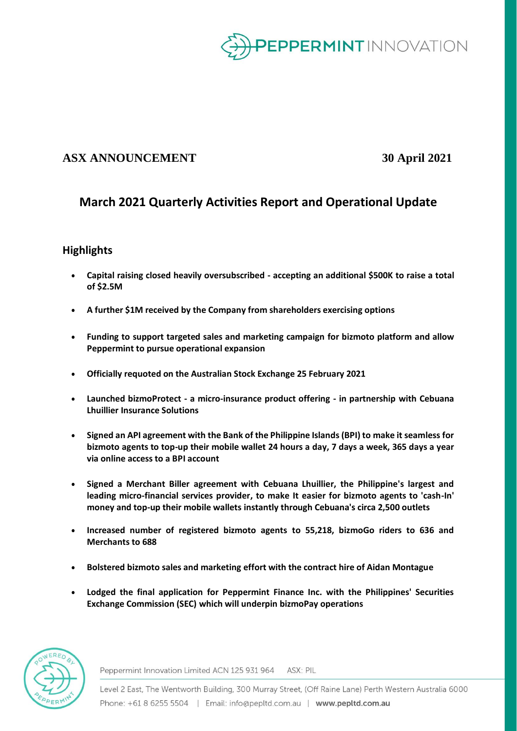**ASX ANNOUNCEMENT** **30 April 2021**

# March 2021 Quarterly Activities Report and Operational Update

## Highlights

- **Capital raising closed heavily oversubscribed - accepting an additional $500K to raise a total of $2.5M**
- **A further $1M received by the Company from shareholders exercising options**
- **Funding to support targeted sales and marketing campaign for bizmoto platform and allow Peppermint to pursue operational expansion**
- **Officially requoted on the Australian Stock Exchange 25 February 2021**
- **Launched bizmoProtect - a micro-insurance product offering - in partnership with Cebuana Lhuillier Insurance Solutions**
- **Signed an API agreement with the Bank of the Philippine Islands (BPI) to make it seamless for bizmoto agents to top-up their mobile wallet 24 hours a day, 7 days a week, 365 days a year via online access to a BPI account**
- **Signed a Merchant Biller agreement with Cebuana Lhuillier, the Philippine's largest and leading micro-financial services provider, to make It easier for bizmoto agents to 'cash-In' money and top-up their mobile wallets instantly through Cebuana's circa 2,500 outlets**
- **Increased number of registered bizmoto agents to 55,218, bizmoGo riders to 636 and Merchants to 688**
- **Bolstered bizmoto sales and marketing effort with the contract hire of Aidan Montague**
- **Lodged the final application for Peppermint Finance Inc. with the Philippines' Securities Exchange Commission (SEC) which will underpin bizmoPay operations**

Peppermint Innovation Limited ACN 125 931 964 ASX: PIL

Level 2 East, The Wentworth Building, 300 Murray Street, (Off Raine Lane) Perth Western Australia 6000
Phone: +61 8 6255 5504 | Email: info@pepltd.com.au | **www.pepltd.com.au**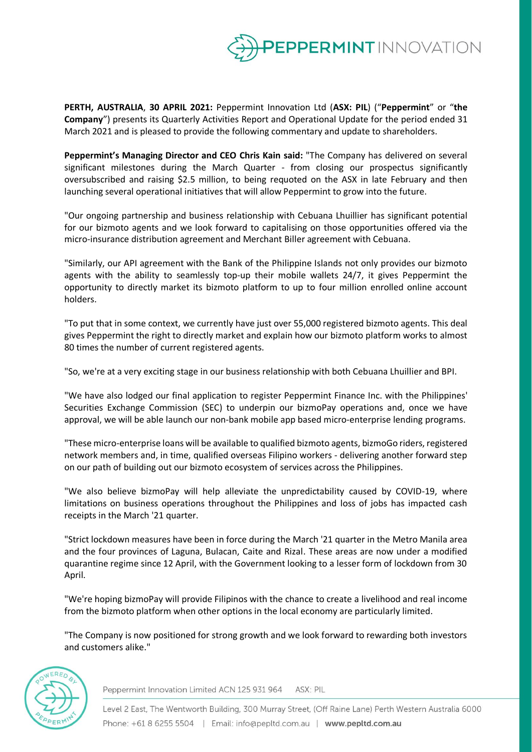**PERTH, AUSTRALIA**, **30 APRIL 2021:** Peppermint Innovation Ltd (**ASX: PIL**) ("**Peppermint**" or "**the Company**") presents its Quarterly Activities Report and Operational Update for the period ended 31 March 2021 and is pleased to provide the following commentary and update to shareholders.

**Peppermint's Managing Director and CEO Chris Kain said:** "The Company has delivered on several significant milestones during the March Quarter - from closing our prospectus significantly oversubscribed and raising $2.5 million, to being requoted on the ASX in late February and then launching several operational initiatives that will allow Peppermint to grow into the future.

"Our ongoing partnership and business relationship with Cebuana Lhuillier has significant potential for our bizmoto agents and we look forward to capitalising on those opportunities offered via the micro-insurance distribution agreement and Merchant Biller agreement with Cebuana.

"Similarly, our API agreement with the Bank of the Philippine Islands not only provides our bizmoto agents with the ability to seamlessly top-up their mobile wallets 24/7, it gives Peppermint the opportunity to directly market its bizmoto platform to up to four million enrolled online account holders.

"To put that in some context, we currently have just over 55,000 registered bizmoto agents. This deal gives Peppermint the right to directly market and explain how our bizmoto platform works to almost 80 times the number of current registered agents.

"So, we're at a very exciting stage in our business relationship with both Cebuana Lhuillier and BPI.

"We have also lodged our final application to register Peppermint Finance Inc. with the Philippines' Securities Exchange Commission (SEC) to underpin our bizmoPay operations and, once we have approval, we will be able launch our non-bank mobile app based micro-enterprise lending programs.

"These micro-enterprise loans will be available to qualified bizmoto agents, bizmoGo riders, registered network members and, in time, qualified overseas Filipino workers - delivering another forward step on our path of building out our bizmoto ecosystem of services across the Philippines.

"We also believe bizmoPay will help alleviate the unpredictability caused by COVID-19, where limitations on business operations throughout the Philippines and loss of jobs has impacted cash receipts in the March '21 quarter.

"Strict lockdown measures have been in force during the March '21 quarter in the Metro Manila area and the four provinces of Laguna, Bulacan, Caite and Rizal. These areas are now under a modified quarantine regime since 12 April, with the Government looking to a lesser form of lockdown from 30 April.

"We're hoping bizmoPay will provide Filipinos with the chance to create a livelihood and real income from the bizmoto platform when other options in the local economy are particularly limited.

"The Company is now positioned for strong growth and we look forward to rewarding both investors and customers alike."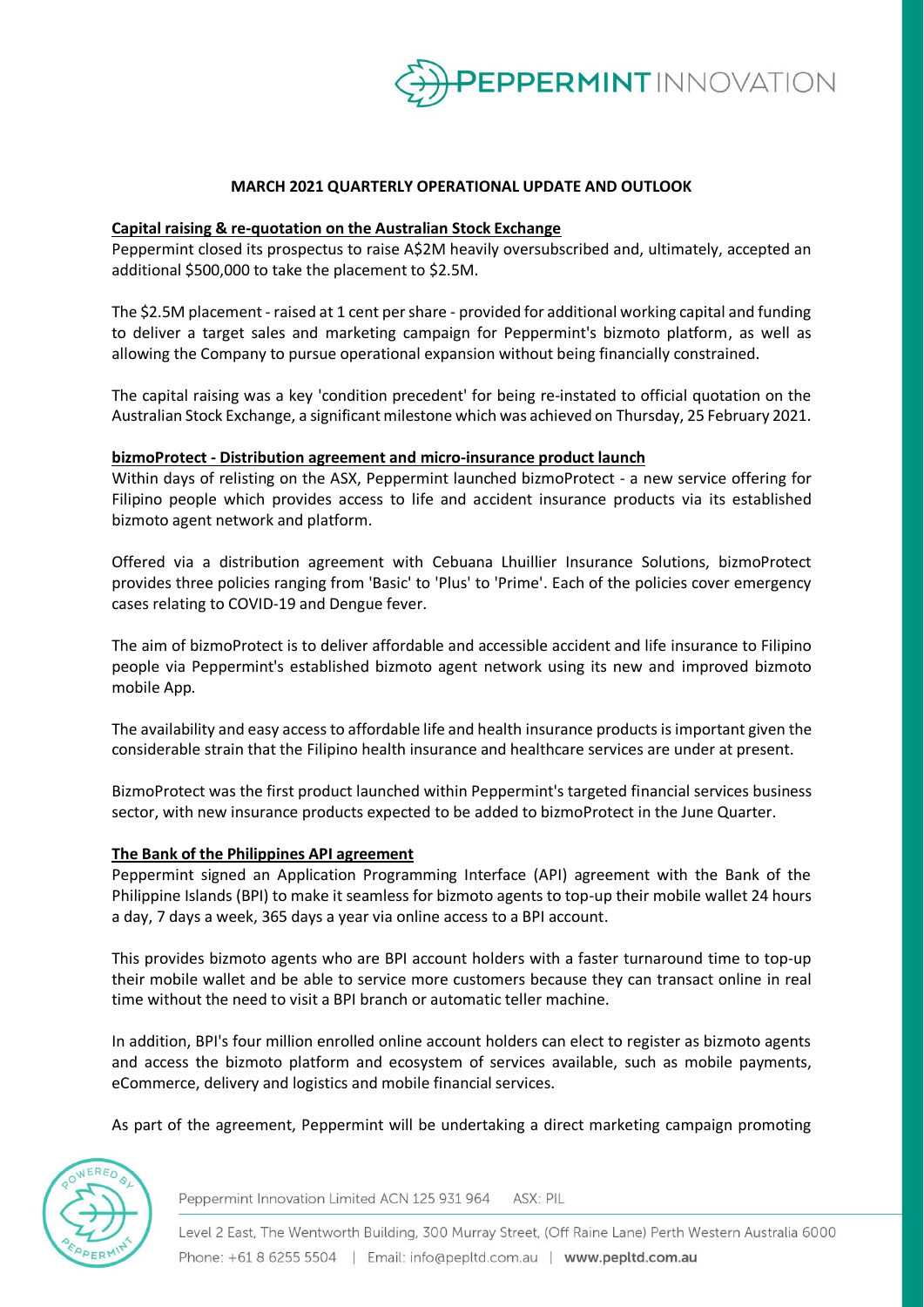## MARCH 2021 QUARTERLY OPERATIONAL UPDATE AND OUTLOOK

### Capital raising & re-quotation on the Australian Stock Exchange

Peppermint closed its prospectus to raise A$2M heavily oversubscribed and, ultimately, accepted an additional $500,000 to take the placement to $2.5M.

The $2.5M placement - raised at 1 cent per share - provided for additional working capital and funding to deliver a target sales and marketing campaign for Peppermint's bizmoto platform, as well as allowing the Company to pursue operational expansion without being financially constrained.

The capital raising was a key 'condition precedent' for being re-instated to official quotation on the Australian Stock Exchange, a significant milestone which was achieved on Thursday, 25 February 2021.

### bizmoProtect - Distribution agreement and micro-insurance product launch

Within days of relisting on the ASX, Peppermint launched bizmoProtect - a new service offering for Filipino people which provides access to life and accident insurance products via its established bizmoto agent network and platform.

Offered via a distribution agreement with Cebuana Lhuillier Insurance Solutions, bizmoProtect provides three policies ranging from 'Basic' to 'Plus' to 'Prime'. Each of the policies cover emergency cases relating to COVID-19 and Dengue fever.

The aim of bizmoProtect is to deliver affordable and accessible accident and life insurance to Filipino people via Peppermint's established bizmoto agent network using its new and improved bizmoto mobile App.

The availability and easy access to affordable life and health insurance products is important given the considerable strain that the Filipino health insurance and healthcare services are under at present.

BizmoProtect was the first product launched within Peppermint's targeted financial services business sector, with new insurance products expected to be added to bizmoProtect in the June Quarter.

### The Bank of the Philippines API agreement

Peppermint signed an Application Programming Interface (API) agreement with the Bank of the Philippine Islands (BPI) to make it seamless for bizmoto agents to top-up their mobile wallet 24 hours a day, 7 days a week, 365 days a year via online access to a BPI account.

This provides bizmoto agents who are BPI account holders with a faster turnaround time to top-up their mobile wallet and be able to service more customers because they can transact online in real time without the need to visit a BPI branch or automatic teller machine.

In addition, BPI's four million enrolled online account holders can elect to register as bizmoto agents and access the bizmoto platform and ecosystem of services available, such as mobile payments, eCommerce, delivery and logistics and mobile financial services.

As part of the agreement, Peppermint will be undertaking a direct marketing campaign promoting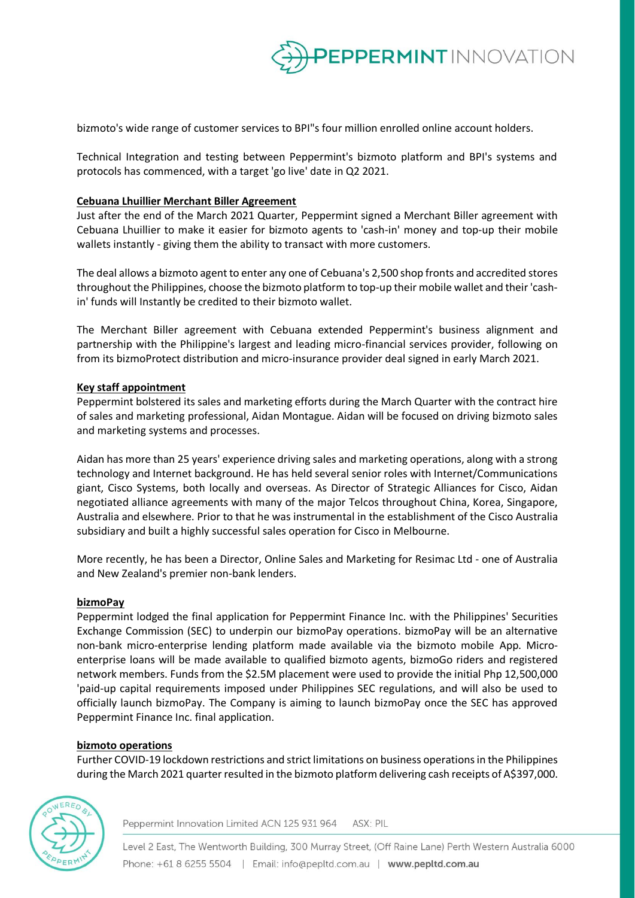bizmoto's wide range of customer services to BPI"s four million enrolled online account holders.

Technical Integration and testing between Peppermint's bizmoto platform and BPI's systems and protocols has commenced, with a target 'go live' date in Q2 2021.

**Cebuana Lhuillier Merchant Biller Agreement**

Just after the end of the March 2021 Quarter, Peppermint signed a Merchant Biller agreement with Cebuana Lhuillier to make it easier for bizmoto agents to 'cash-in' money and top-up their mobile wallets instantly - giving them the ability to transact with more customers.

The deal allows a bizmoto agent to enter any one of Cebuana's 2,500 shop fronts and accredited stores throughout the Philippines, choose the bizmoto platform to top-up their mobile wallet and their 'cash-in' funds will Instantly be credited to their bizmoto wallet.

The Merchant Biller agreement with Cebuana extended Peppermint's business alignment and partnership with the Philippine's largest and leading micro-financial services provider, following on from its bizmoProtect distribution and micro-insurance provider deal signed in early March 2021.

**Key staff appointment**

Peppermint bolstered its sales and marketing efforts during the March Quarter with the contract hire of sales and marketing professional, Aidan Montague. Aidan will be focused on driving bizmoto sales and marketing systems and processes.

Aidan has more than 25 years' experience driving sales and marketing operations, along with a strong technology and Internet background. He has held several senior roles with Internet/Communications giant, Cisco Systems, both locally and overseas. As Director of Strategic Alliances for Cisco, Aidan negotiated alliance agreements with many of the major Telcos throughout China, Korea, Singapore, Australia and elsewhere. Prior to that he was instrumental in the establishment of the Cisco Australia subsidiary and built a highly successful sales operation for Cisco in Melbourne.

More recently, he has been a Director, Online Sales and Marketing for Resimac Ltd - one of Australia and New Zealand's premier non-bank lenders.

**bizmoPay**

Peppermint lodged the final application for Peppermint Finance Inc. with the Philippines' Securities Exchange Commission (SEC) to underpin our bizmoPay operations. bizmoPay will be an alternative non-bank micro-enterprise lending platform made available via the bizmoto mobile App. Micro-enterprise loans will be made available to qualified bizmoto agents, bizmoGo riders and registered network members. Funds from the $2.5M placement were used to provide the initial Php 12,500,000 'paid-up capital requirements imposed under Philippines SEC regulations, and will also be used to officially launch bizmoPay. The Company is aiming to launch bizmoPay once the SEC has approved Peppermint Finance Inc. final application.

**bizmoto operations**

Further COVID-19 lockdown restrictions and strict limitations on business operations in the Philippines during the March 2021 quarter resulted in the bizmoto platform delivering cash receipts of A$397,000.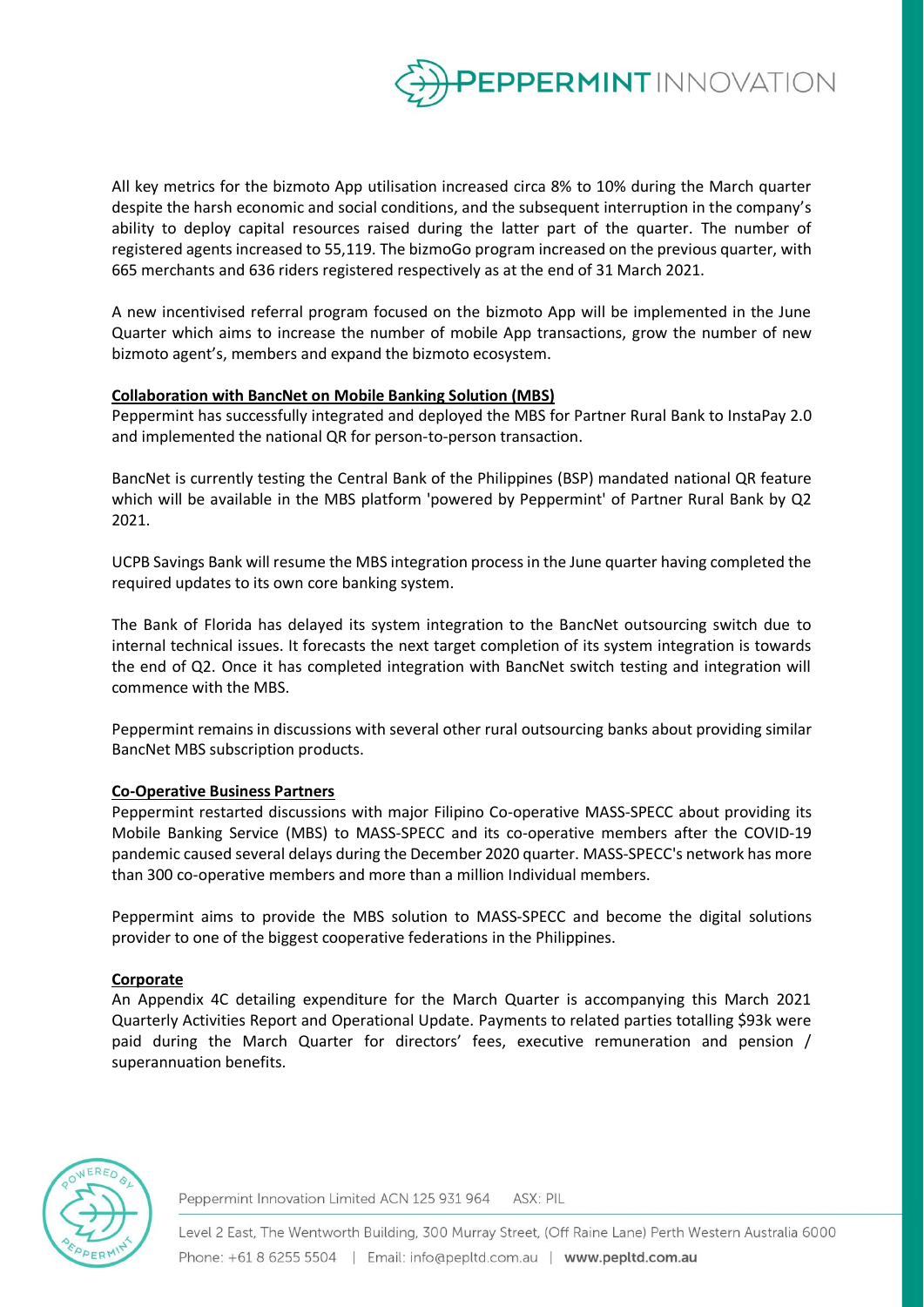All key metrics for the bizmoto App utilisation increased circa 8% to 10% during the March quarter despite the harsh economic and social conditions, and the subsequent interruption in the company's ability to deploy capital resources raised during the latter part of the quarter. The number of registered agents increased to 55,119. The bizmoGo program increased on the previous quarter, with 665 merchants and 636 riders registered respectively as at the end of 31 March 2021.

A new incentivised referral program focused on the bizmoto App will be implemented in the June Quarter which aims to increase the number of mobile App transactions, grow the number of new bizmoto agent's, members and expand the bizmoto ecosystem.

**Collaboration with BancNet on Mobile Banking Solution (MBS)**

Peppermint has successfully integrated and deployed the MBS for Partner Rural Bank to InstaPay 2.0 and implemented the national QR for person-to-person transaction.

BancNet is currently testing the Central Bank of the Philippines (BSP) mandated national QR feature which will be available in the MBS platform 'powered by Peppermint' of Partner Rural Bank by Q2 2021.

UCPB Savings Bank will resume the MBS integration process in the June quarter having completed the required updates to its own core banking system.

The Bank of Florida has delayed its system integration to the BancNet outsourcing switch due to internal technical issues. It forecasts the next target completion of its system integration is towards the end of Q2. Once it has completed integration with BancNet switch testing and integration will commence with the MBS.

Peppermint remains in discussions with several other rural outsourcing banks about providing similar BancNet MBS subscription products.

**Co-Operative Business Partners**

Peppermint restarted discussions with major Filipino Co-operative MASS-SPECC about providing its Mobile Banking Service (MBS) to MASS-SPECC and its co-operative members after the COVID-19 pandemic caused several delays during the December 2020 quarter. MASS-SPECC's network has more than 300 co-operative members and more than a million Individual members.

Peppermint aims to provide the MBS solution to MASS-SPECC and become the digital solutions provider to one of the biggest cooperative federations in the Philippines.

**Corporate**

An Appendix 4C detailing expenditure for the March Quarter is accompanying this March 2021 Quarterly Activities Report and Operational Update. Payments to related parties totalling $93k were paid during the March Quarter for directors' fees, executive remuneration and pension / superannuation benefits.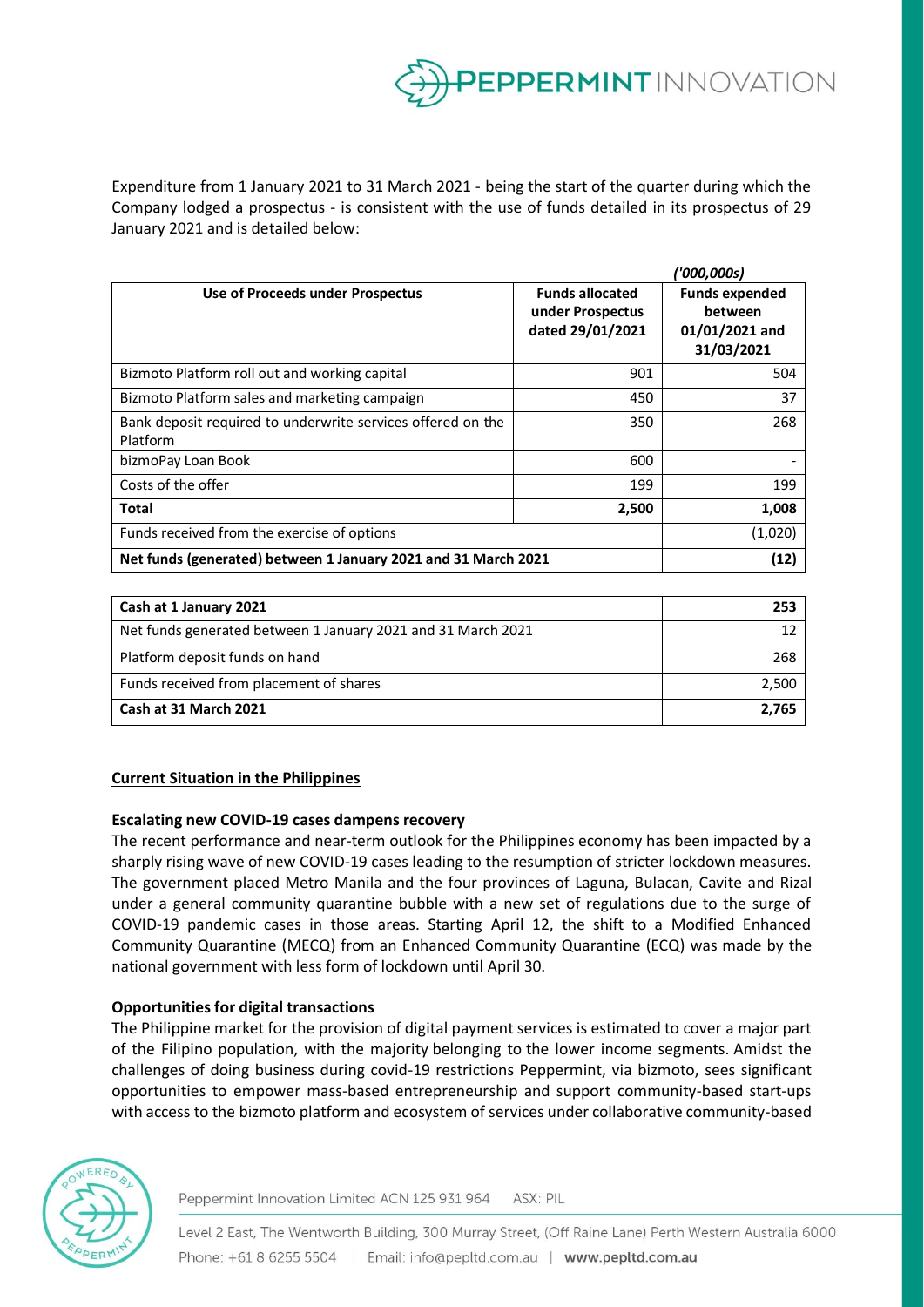Expenditure from 1 January 2021 to 31 March 2021 - being the start of the quarter during which the Company lodged a prospectus - is consistent with the use of funds detailed in its prospectus of 29 January 2021 and is detailed below:

*('000,000s)*

| Use of Proceeds under Prospectus | Funds allocated under Prospectus dated 29/01/2021 | Funds expended between 01/01/2021 and 31/03/2021 |
|---|---|---|
| Bizmoto Platform roll out and working capital | 901 | 504 |
| Bizmoto Platform sales and marketing campaign | 450 | 37 |
| Bank deposit required to underwrite services offered on the Platform | 350 | 268 |
| bizmoPay Loan Book | 600 | - |
| Costs of the offer | 199 | 199 |
| **Total** | **2,500** | **1,008** |
| Funds received from the exercise of options | | (1,020) |
| **Net funds (generated) between 1 January 2021 and 31 March 2021** | | **(12)** |

| | |
|---|---|
| **Cash at 1 January 2021** | **253** |
| Net funds generated between 1 January 2021 and 31 March 2021 | 12 |
| Platform deposit funds on hand | 268 |
| Funds received from placement of shares | 2,500 |
| **Cash at 31 March 2021** | **2,765** |

## Current Situation in the Philippines

### Escalating new COVID-19 cases dampens recovery

The recent performance and near-term outlook for the Philippines economy has been impacted by a sharply rising wave of new COVID-19 cases leading to the resumption of stricter lockdown measures. The government placed Metro Manila and the four provinces of Laguna, Bulacan, Cavite and Rizal under a general community quarantine bubble with a new set of regulations due to the surge of COVID-19 pandemic cases in those areas. Starting April 12, the shift to a Modified Enhanced Community Quarantine (MECQ) from an Enhanced Community Quarantine (ECQ) was made by the national government with less form of lockdown until April 30.

### Opportunities for digital transactions

The Philippine market for the provision of digital payment services is estimated to cover a major part of the Filipino population, with the majority belonging to the lower income segments. Amidst the challenges of doing business during covid-19 restrictions Peppermint, via bizmoto, sees significant opportunities to empower mass-based entrepreneurship and support community-based start-ups with access to the bizmoto platform and ecosystem of services under collaborative community-based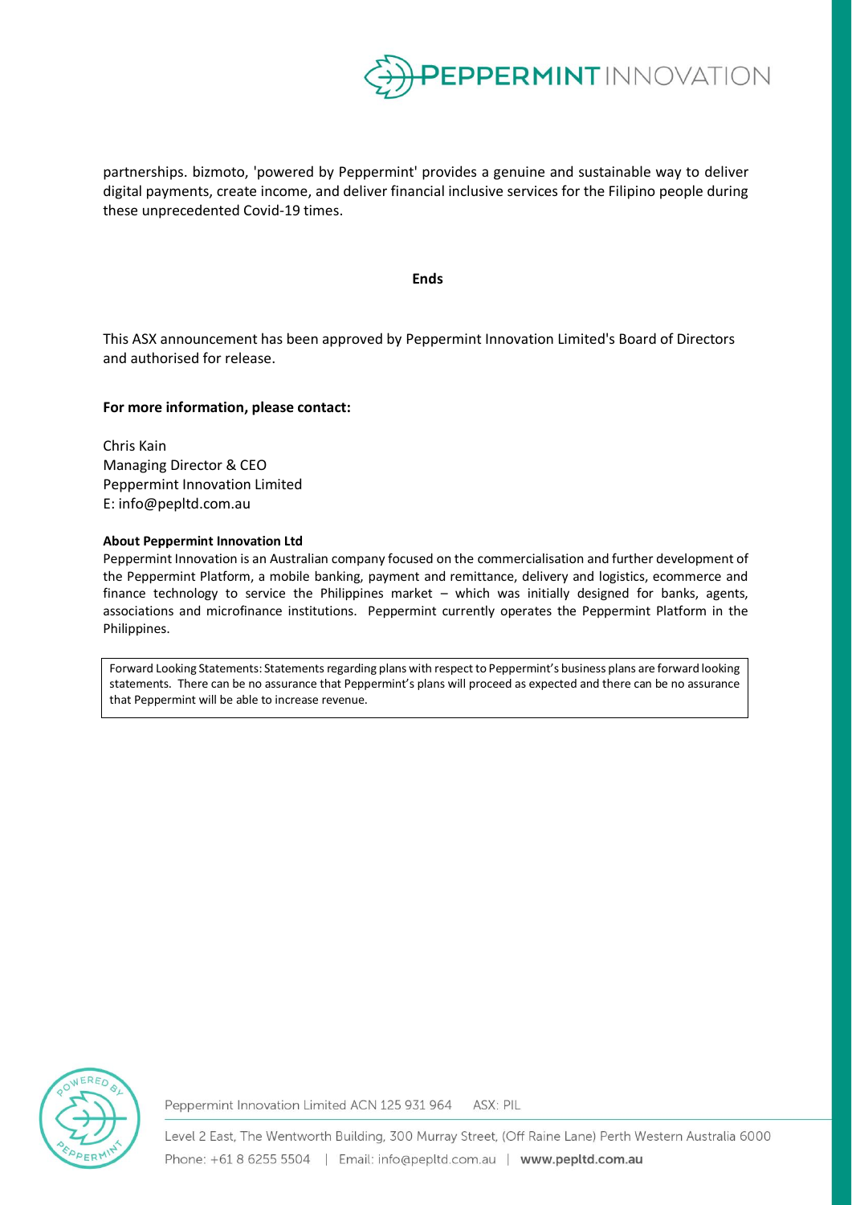partnerships. bizmoto, 'powered by Peppermint' provides a genuine and sustainable way to deliver digital payments, create income, and deliver financial inclusive services for the Filipino people during these unprecedented Covid-19 times.

**Ends**

This ASX announcement has been approved by Peppermint Innovation Limited's Board of Directors and authorised for release.

**For more information, please contact:**

Chris Kain
Managing Director & CEO
Peppermint Innovation Limited
E: info@pepltd.com.au

**About Peppermint Innovation Ltd**

Peppermint Innovation is an Australian company focused on the commercialisation and further development of the Peppermint Platform, a mobile banking, payment and remittance, delivery and logistics, ecommerce and finance technology to service the Philippines market – which was initially designed for banks, agents, associations and microfinance institutions. Peppermint currently operates the Peppermint Platform in the Philippines.

Forward Looking Statements: Statements regarding plans with respect to Peppermint's business plans are forward looking statements. There can be no assurance that Peppermint's plans will proceed as expected and there can be no assurance that Peppermint will be able to increase revenue.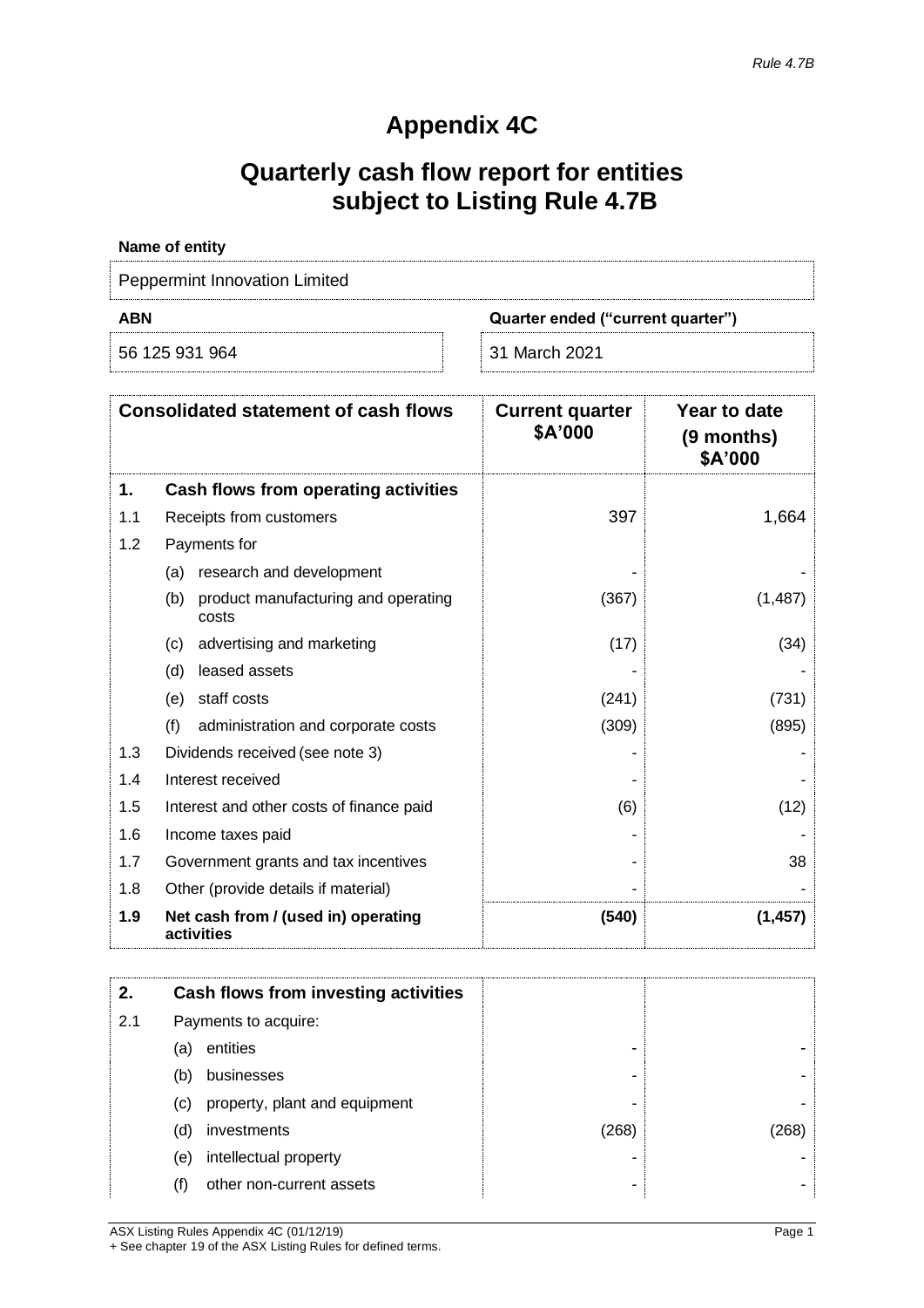*Rule 4.7B*

# Appendix 4C

# Quarterly cash flow report for entities subject to Listing Rule 4.7B

**Name of entity**

| Peppermint Innovation Limited | |
|---|---|
| **ABN** | **Quarter ended ("current quarter")** |
| 56 125 931 964 | 31 March 2021 |

| Consolidated statement of cash flows | | Current quarter $A'000 | Year to date (9 months) $A'000 |
|---|---|---|---|
| **1.** | **Cash flows from operating activities** | | |
| 1.1 | Receipts from customers | 397 | 1,664 |
| 1.2 | Payments for | | |
| | (a) research and development | - | - |
| | (b) product manufacturing and operating costs | (367) | (1,487) |
| | (c) advertising and marketing | (17) | (34) |
| | (d) leased assets | - | - |
| | (e) staff costs | (241) | (731) |
| | (f) administration and corporate costs | (309) | (895) |
| 1.3 | Dividends received (see note 3) | - | - |
| 1.4 | Interest received | - | - |
| 1.5 | Interest and other costs of finance paid | (6) | (12) |
| 1.6 | Income taxes paid | - | - |
| 1.7 | Government grants and tax incentives | - | 38 |
| 1.8 | Other (provide details if material) | - | - |
| **1.9** | **Net cash from / (used in) operating activities** | **(540)** | **(1,457)** |

| | | | |
|---|---|---|---|
| **2.** | **Cash flows from investing activities** | | |
| 2.1 | Payments to acquire: | | |
| | (a) entities | - | - |
| | (b) businesses | - | - |
| | (c) property, plant and equipment | - | - |
| | (d) investments | (268) | (268) |
| | (e) intellectual property | - | - |
| | (f) other non-current assets | - | - |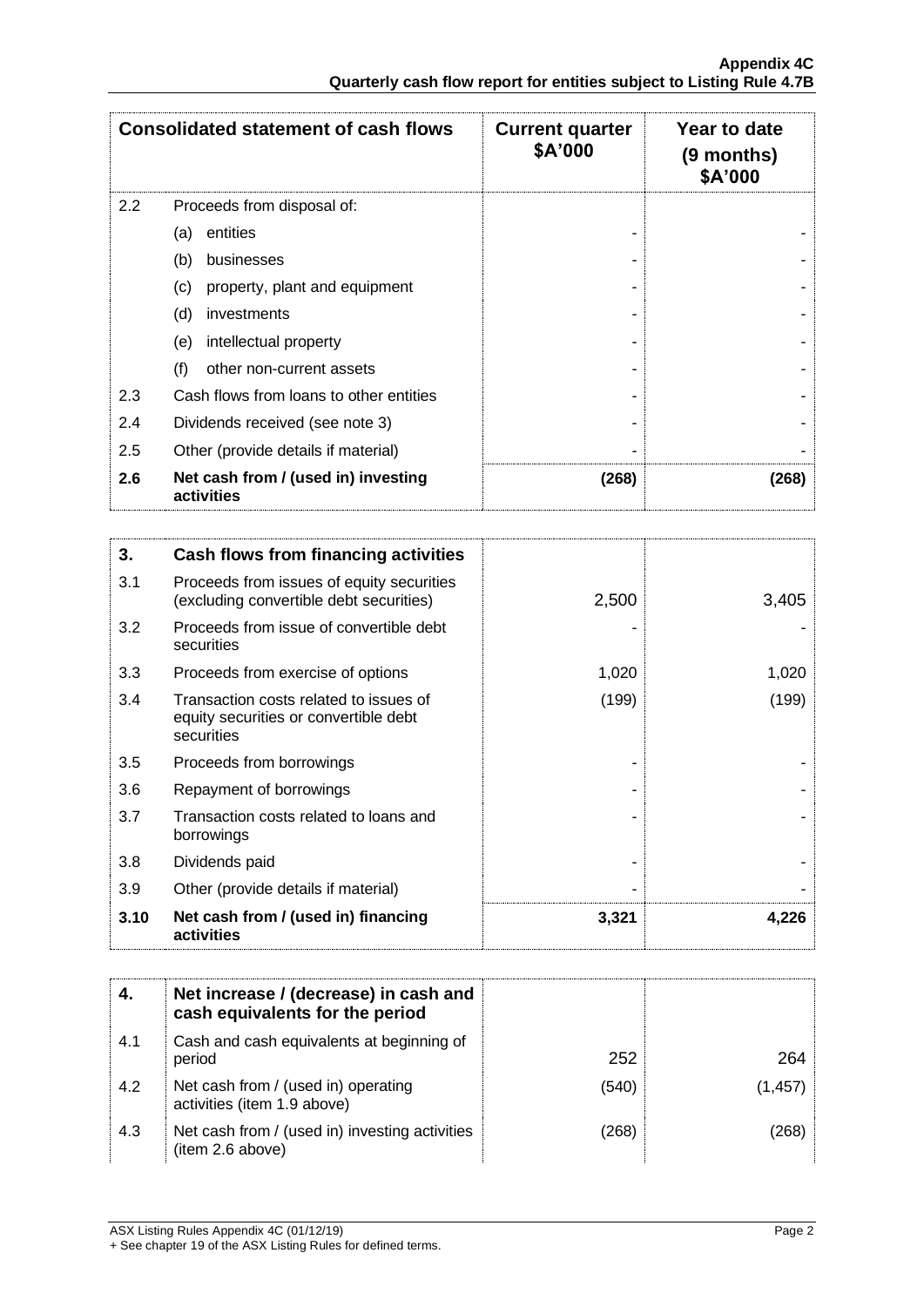| Consolidated statement of cash flows | | Current quarter $A'000 | Year to date (9 months) $A'000 |
|---|---|---|---|
| 2.2 | Proceeds from disposal of: | | |
| | (a) entities | - | - |
| | (b) businesses | - | - |
| | (c) property, plant and equipment | - | - |
| | (d) investments | - | - |
| | (e) intellectual property | - | - |
| | (f) other non-current assets | - | - |
| 2.3 | Cash flows from loans to other entities | - | - |
| 2.4 | Dividends received (see note 3) | - | - |
| 2.5 | Other (provide details if material) | - | - |
| **2.6** | **Net cash from / (used in) investing activities** | **(268)** | **(268)** |

| **3.** | **Cash flows from financing activities** | | |
|---|---|---|---|
| 3.1 | Proceeds from issues of equity securities (excluding convertible debt securities) | 2,500 | 3,405 |
| 3.2 | Proceeds from issue of convertible debt securities | - | - |
| 3.3 | Proceeds from exercise of options | 1,020 | 1,020 |
| 3.4 | Transaction costs related to issues of equity securities or convertible debt securities | (199) | (199) |
| 3.5 | Proceeds from borrowings | - | - |
| 3.6 | Repayment of borrowings | - | - |
| 3.7 | Transaction costs related to loans and borrowings | - | - |
| 3.8 | Dividends paid | - | - |
| 3.9 | Other (provide details if material) | - | - |
| **3.10** | **Net cash from / (used in) financing activities** | **3,321** | **4,226** |

| **4.** | **Net increase / (decrease) in cash and cash equivalents for the period** | | |
|---|---|---|---|
| 4.1 | Cash and cash equivalents at beginning of period | 252 | 264 |
| 4.2 | Net cash from / (used in) operating activities (item 1.9 above) | (540) | (1,457) |
| 4.3 | Net cash from / (used in) investing activities (item 2.6 above) | (268) | (268) |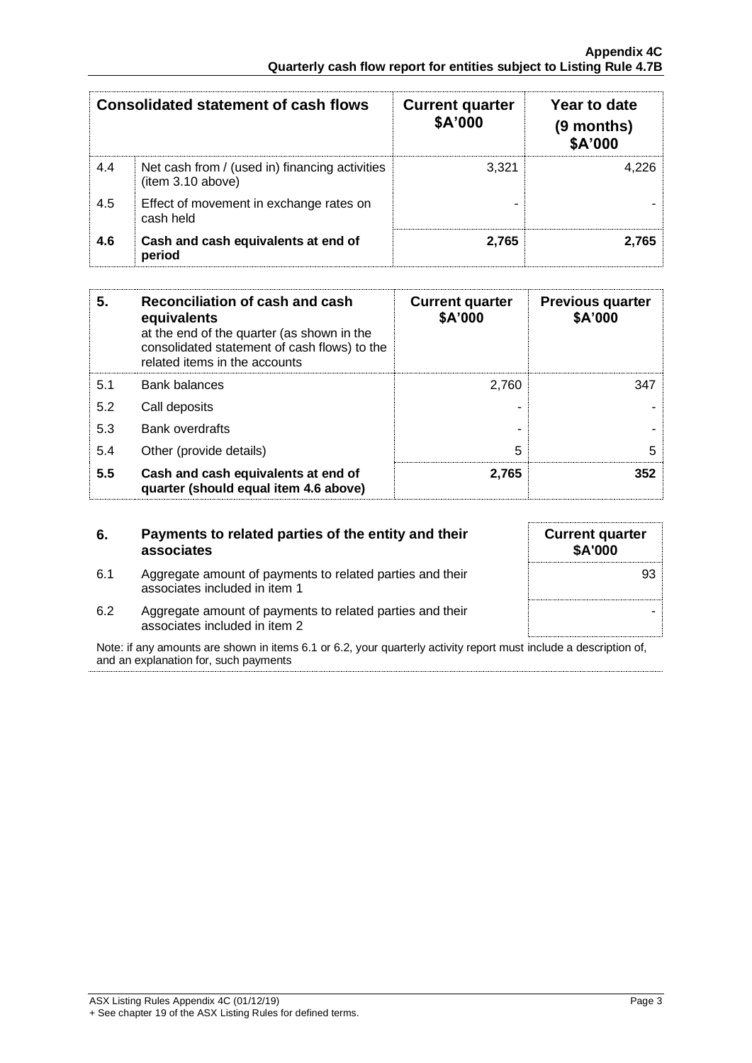| | Consolidated statement of cash flows | Current quarter $A'000 | Year to date (9 months) $A'000 |
|---|---|---|---|
| 4.4 | Net cash from / (used in) financing activities (item 3.10 above) | 3,321 | 4,226 |
| 4.5 | Effect of movement in exchange rates on cash held | - | - |
| **4.6** | **Cash and cash equivalents at end of period** | **2,765** | **2,765** |

| **5.** | **Reconciliation of cash and cash equivalents** at the end of the quarter (as shown in the consolidated statement of cash flows) to the related items in the accounts | **Current quarter $A'000** | **Previous quarter $A'000** |
|---|---|---|---|
| 5.1 | Bank balances | 2,760 | 347 |
| 5.2 | Call deposits | - | - |
| 5.3 | Bank overdrafts | - | - |
| 5.4 | Other (provide details) | 5 | 5 |
| **5.5** | **Cash and cash equivalents at end of quarter (should equal item 4.6 above)** | **2,765** | **352** |

| **6.** | **Payments to related parties of the entity and their associates** | **Current quarter $A'000** |
|---|---|---|
| 6.1 | Aggregate amount of payments to related parties and their associates included in item 1 | 93 |
| 6.2 | Aggregate amount of payments to related parties and their associates included in item 2 | - |

Note: if any amounts are shown in items 6.1 or 6.2, your quarterly activity report must include a description of, and an explanation for, such payments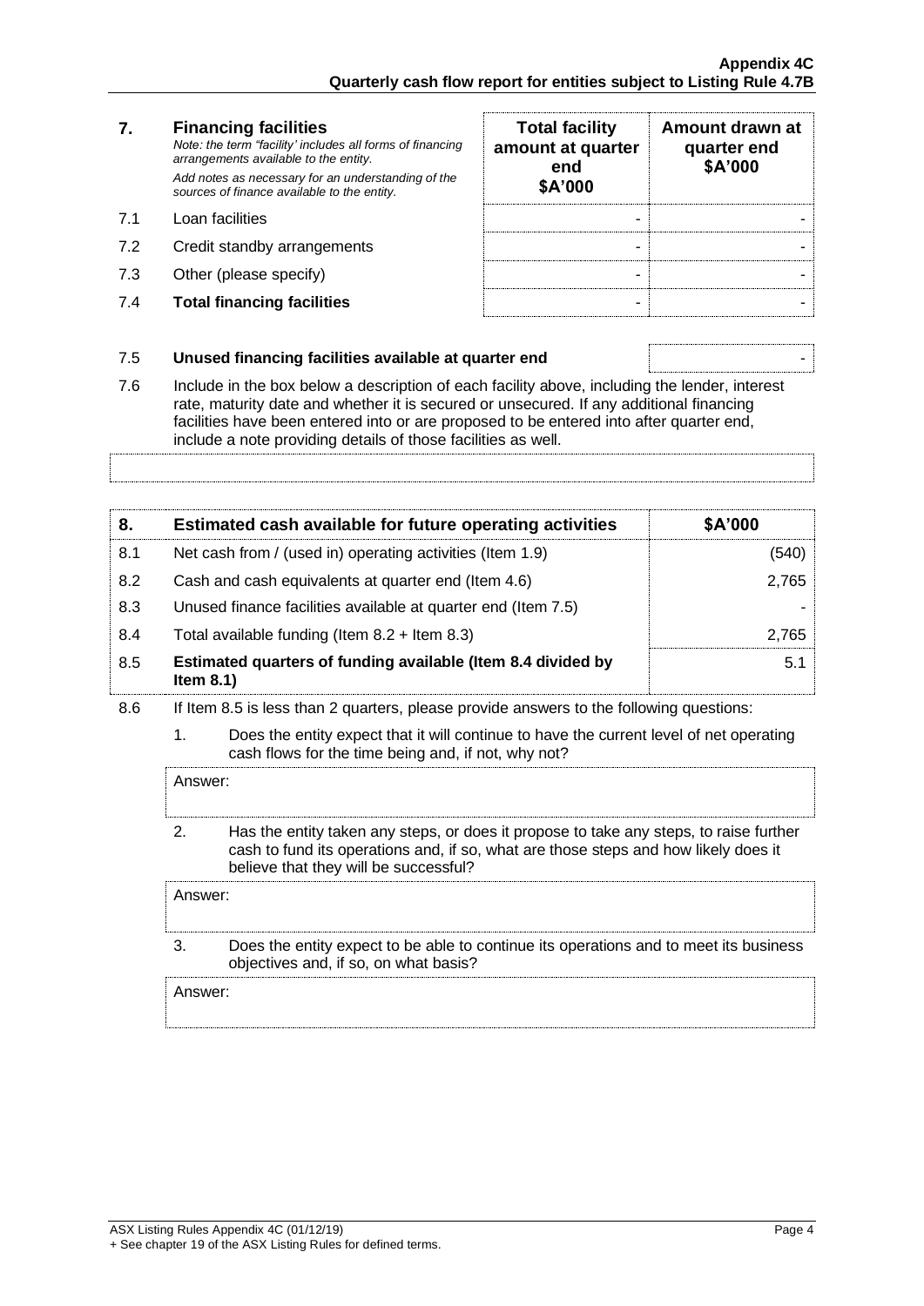| 7. | **Financing facilities** *Note: the term "facility' includes all forms of financing arrangements available to the entity.* *Add notes as necessary for an understanding of the sources of finance available to the entity.* | **Total facility amount at quarter end \$A'000** | **Amount drawn at quarter end \$A'000** |
|---|---|---|---|
| 7.1 | Loan facilities | - | - |
| 7.2 | Credit standby arrangements | - | - |
| 7.3 | Other (please specify) | - | - |
| 7.4 | **Total financing facilities** | - | - |

| 7.5 | **Unused financing facilities available at quarter end** | - |
|---|---|---|

7.6 Include in the box below a description of each facility above, including the lender, interest rate, maturity date and whether it is secured or unsecured. If any additional financing facilities have been entered into or are proposed to be entered into after quarter end, include a note providing details of those facilities as well.

| 8. | **Estimated cash available for future operating activities** | **\$A'000** |
|---|---|---|
| 8.1 | Net cash from / (used in) operating activities (Item 1.9) | (540) |
| 8.2 | Cash and cash equivalents at quarter end (Item 4.6) | 2,765 |
| 8.3 | Unused finance facilities available at quarter end (Item 7.5) | - |
| 8.4 | Total available funding (Item 8.2 + Item 8.3) | 2,765 |
| 8.5 | **Estimated quarters of funding available (Item 8.4 divided by Item 8.1)** | 5.1 |

8.6 If Item 8.5 is less than 2 quarters, please provide answers to the following questions:

1. Does the entity expect that it will continue to have the current level of net operating cash flows for the time being and, if not, why not?

   Answer:

2. Has the entity taken any steps, or does it propose to take any steps, to raise further cash to fund its operations and, if so, what are those steps and how likely does it believe that they will be successful?

   Answer:

3. Does the entity expect to be able to continue its operations and to meet its business objectives and, if so, on what basis?

   Answer: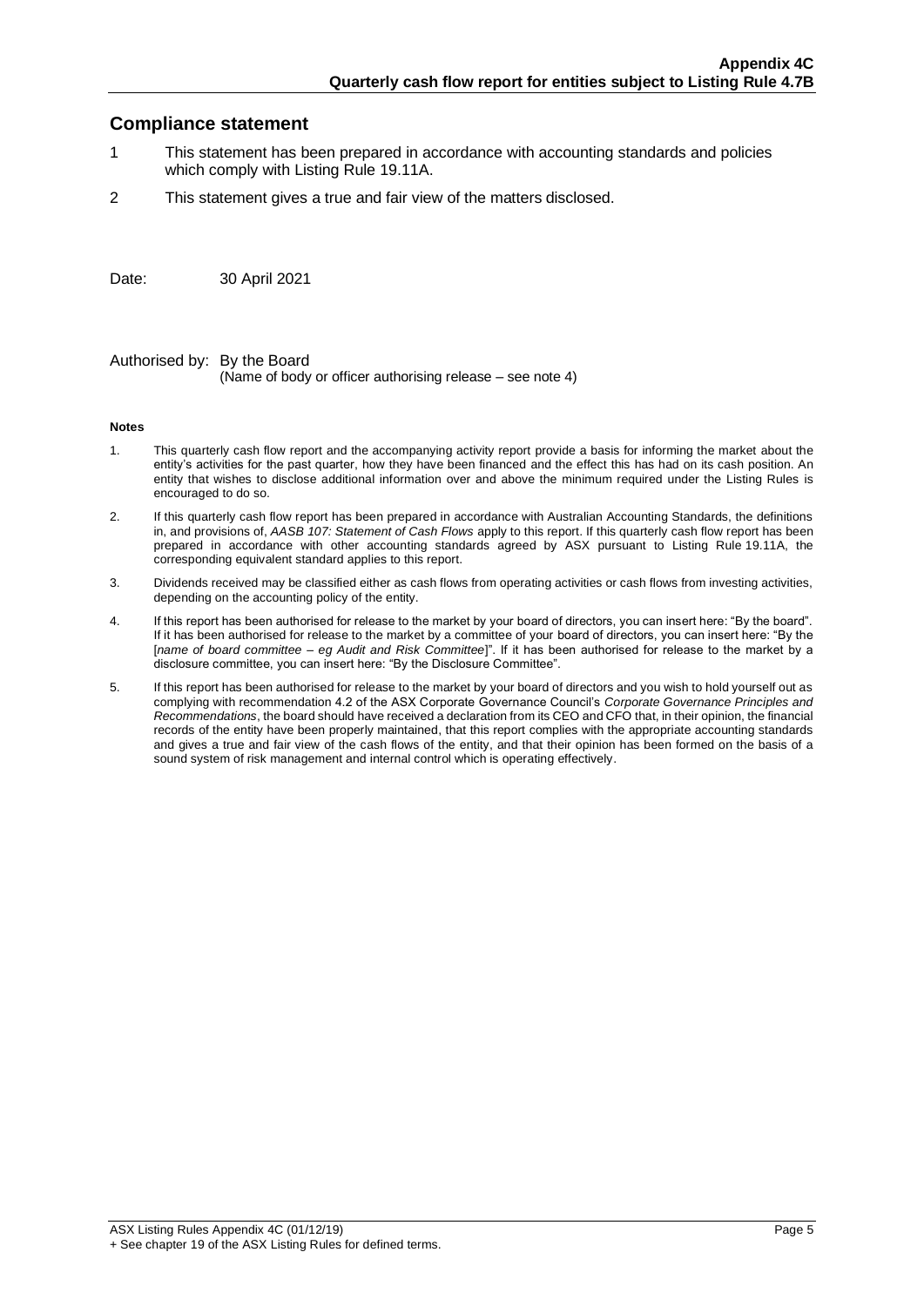## Compliance statement

1. This statement has been prepared in accordance with accounting standards and policies which comply with Listing Rule 19.11A.
2. This statement gives a true and fair view of the matters disclosed.

Date: 30 April 2021

Authorised by: By the Board
(Name of body or officer authorising release – see note 4)

**Notes**

1. This quarterly cash flow report and the accompanying activity report provide a basis for informing the market about the entity's activities for the past quarter, how they have been financed and the effect this has had on its cash position. An entity that wishes to disclose additional information over and above the minimum required under the Listing Rules is encouraged to do so.
2. If this quarterly cash flow report has been prepared in accordance with Australian Accounting Standards, the definitions in, and provisions of, *AASB 107: Statement of Cash Flows* apply to this report. If this quarterly cash flow report has been prepared in accordance with other accounting standards agreed by ASX pursuant to Listing Rule 19.11A, the corresponding equivalent standard applies to this report.
3. Dividends received may be classified either as cash flows from operating activities or cash flows from investing activities, depending on the accounting policy of the entity.
4. If this report has been authorised for release to the market by your board of directors, you can insert here: "By the board". If it has been authorised for release to the market by a committee of your board of directors, you can insert here: "By the [*name of board committee – eg Audit and Risk Committee*]". If it has been authorised for release to the market by a disclosure committee, you can insert here: "By the Disclosure Committee".
5. If this report has been authorised for release to the market by your board of directors and you wish to hold yourself out as complying with recommendation 4.2 of the ASX Corporate Governance Council's *Corporate Governance Principles and Recommendations*, the board should have received a declaration from its CEO and CFO that, in their opinion, the financial records of the entity have been properly maintained, that this report complies with the appropriate accounting standards and gives a true and fair view of the cash flows of the entity, and that their opinion has been formed on the basis of a sound system of risk management and internal control which is operating effectively.